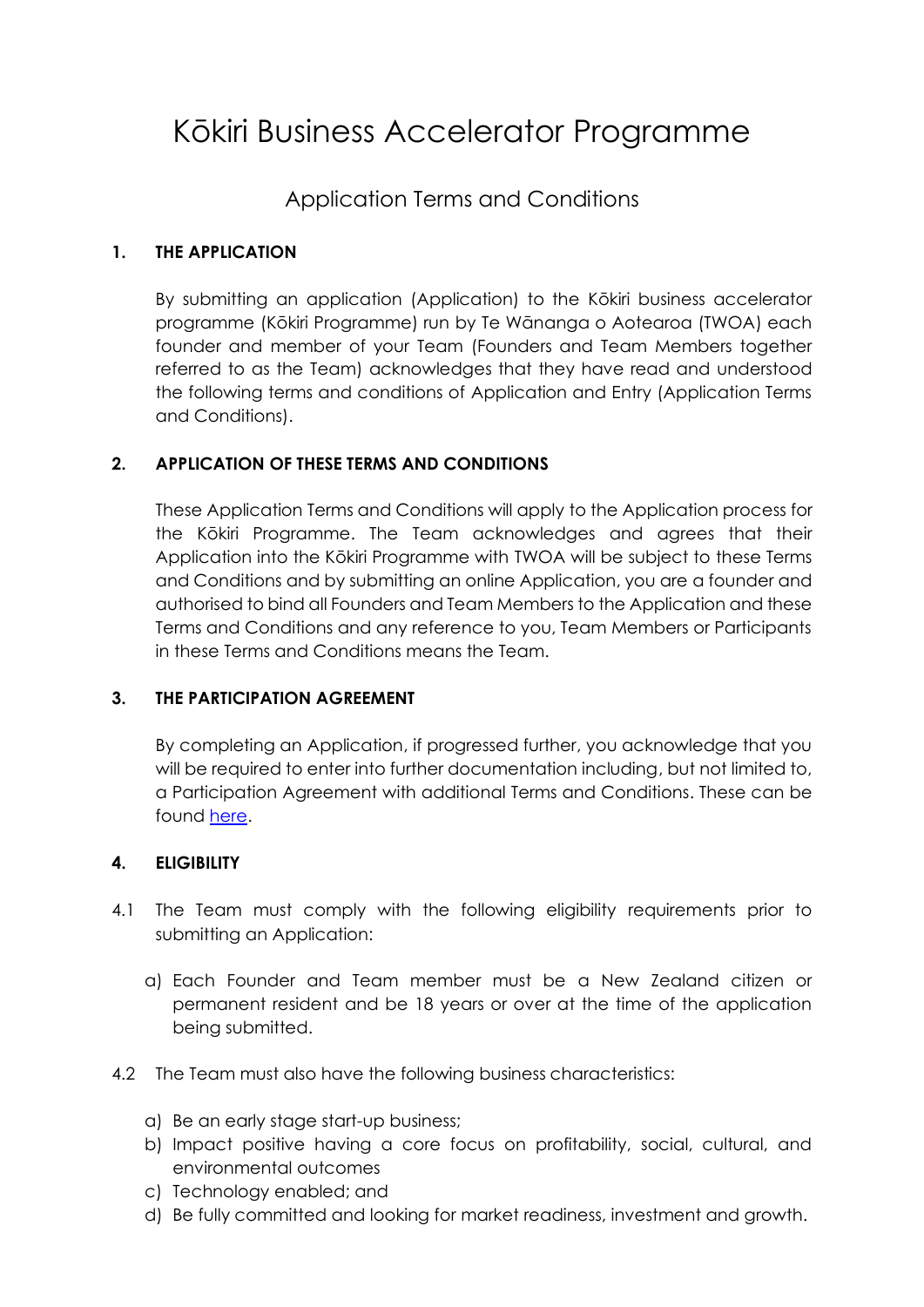# Kōkiri Business Accelerator Programme

## Application Terms and Conditions

### 1. THE APPLICATION

By submitting an application (Application) to the Kōkiri business accelerator programme (Kōkiri Programme) run by Te Wānanga o Aotearoa (TWOA) each founder and member of your Team (Founders and Team Members together referred to as the Team) acknowledges that they have read and understood the following terms and conditions of Application and Entry (Application Terms and Conditions).

### 2. APPLICATION OF THESE TERMS AND CONDITIONS

These Application Terms and Conditions will apply to the Application process for the Kōkiri Programme. The Team acknowledges and agrees that their Application into the Kōkiri Programme with TWOA will be subject to these Terms and Conditions and by submitting an online Application, you are a founder and authorised to bind all Founders and Team Members to the Application and these Terms and Conditions and any reference to you, Team Members or Participants in these Terms and Conditions means the Team.

### 3. THE PARTICIPATION AGREEMENT

By completing an Application, if progressed further, you acknowledge that you will be required to enter into further documentation including, but not limited to, a Participation Agreement with additional Terms and Conditions. These can be found here.

### 4. ELIGIBILITY

4.1 The Team must comply with the following eligibility requirements prior to submitting an Application:

a) Each Founder and Team member must be a New Zealand citizen or permanent resident and be 18 years or over at the time of the application being submitted.

4.2 The Team must also have the following business characteristics:

a) Be an early stage start-up business;
b) Impact positive having a core focus on profitability, social, cultural, and environmental outcomes
c) Technology enabled; and
d) Be fully committed and looking for market readiness, investment and growth.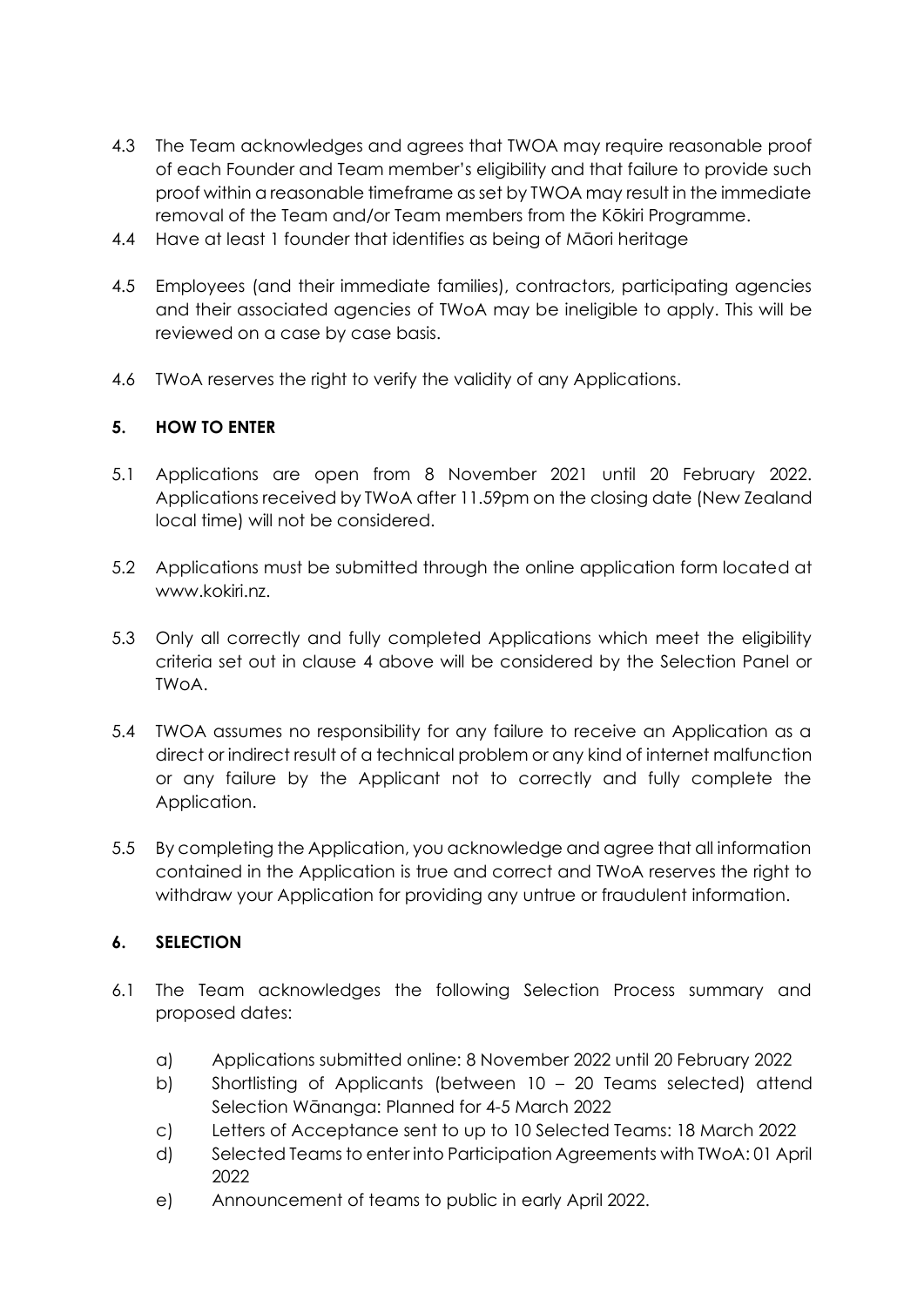4.3 The Team acknowledges and agrees that TWOA may require reasonable proof of each Founder and Team member's eligibility and that failure to provide such proof within a reasonable timeframe as set by TWOA may result in the immediate removal of the Team and/or Team members from the Kōkiri Programme.

4.4 Have at least 1 founder that identifies as being of Māori heritage

4.5 Employees (and their immediate families), contractors, participating agencies and their associated agencies of TWoA may be ineligible to apply. This will be reviewed on a case by case basis.

4.6 TWoA reserves the right to verify the validity of any Applications.

## 5. HOW TO ENTER

5.1 Applications are open from 8 November 2021 until 20 February 2022. Applications received by TWoA after 11.59pm on the closing date (New Zealand local time) will not be considered.

5.2 Applications must be submitted through the online application form located at www.kokiri.nz.

5.3 Only all correctly and fully completed Applications which meet the eligibility criteria set out in clause 4 above will be considered by the Selection Panel or TWoA.

5.4 TWOA assumes no responsibility for any failure to receive an Application as a direct or indirect result of a technical problem or any kind of internet malfunction or any failure by the Applicant not to correctly and fully complete the Application.

5.5 By completing the Application, you acknowledge and agree that all information contained in the Application is true and correct and TWoA reserves the right to withdraw your Application for providing any untrue or fraudulent information.

## 6. SELECTION

6.1 The Team acknowledges the following Selection Process summary and proposed dates:

a) Applications submitted online: 8 November 2022 until 20 February 2022

b) Shortlisting of Applicants (between 10 – 20 Teams selected) attend Selection Wānanga: Planned for 4-5 March 2022

c) Letters of Acceptance sent to up to 10 Selected Teams: 18 March 2022

d) Selected Teams to enter into Participation Agreements with TWoA: 01 April 2022

e) Announcement of teams to public in early April 2022.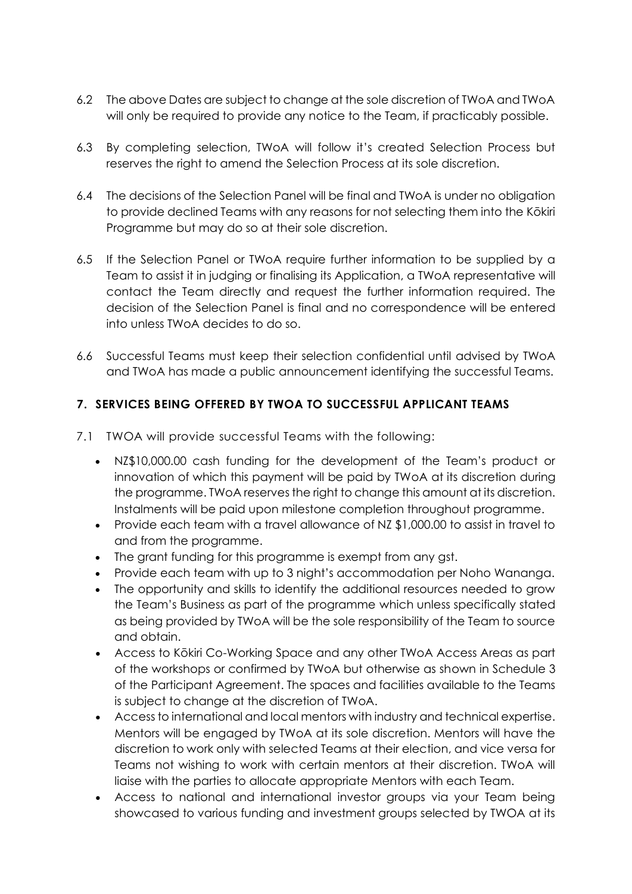6.2 The above Dates are subject to change at the sole discretion of TWoA and TWoA will only be required to provide any notice to the Team, if practicably possible.

6.3 By completing selection, TWoA will follow it's created Selection Process but reserves the right to amend the Selection Process at its sole discretion.

6.4 The decisions of the Selection Panel will be final and TWoA is under no obligation to provide declined Teams with any reasons for not selecting them into the Kōkiri Programme but may do so at their sole discretion.

6.5 If the Selection Panel or TWoA require further information to be supplied by a Team to assist it in judging or finalising its Application, a TWoA representative will contact the Team directly and request the further information required. The decision of the Selection Panel is final and no correspondence will be entered into unless TWoA decides to do so.

6.6 Successful Teams must keep their selection confidential until advised by TWoA and TWoA has made a public announcement identifying the successful Teams.

## 7. SERVICES BEING OFFERED BY TWOA TO SUCCESSFUL APPLICANT TEAMS

7.1 TWOA will provide successful Teams with the following:

- NZ$10,000.00 cash funding for the development of the Team's product or innovation of which this payment will be paid by TWoA at its discretion during the programme. TWoA reserves the right to change this amount at its discretion. Instalments will be paid upon milestone completion throughout programme.
- Provide each team with a travel allowance of NZ $1,000.00 to assist in travel to and from the programme.
- The grant funding for this programme is exempt from any gst.
- Provide each team with up to 3 night's accommodation per Noho Wananga.
- The opportunity and skills to identify the additional resources needed to grow the Team's Business as part of the programme which unless specifically stated as being provided by TWoA will be the sole responsibility of the Team to source and obtain.
- Access to Kōkiri Co-Working Space and any other TWoA Access Areas as part of the workshops or confirmed by TWoA but otherwise as shown in Schedule 3 of the Participant Agreement. The spaces and facilities available to the Teams is subject to change at the discretion of TWoA.
- Access to international and local mentors with industry and technical expertise. Mentors will be engaged by TWoA at its sole discretion. Mentors will have the discretion to work only with selected Teams at their election, and vice versa for Teams not wishing to work with certain mentors at their discretion. TWoA will liaise with the parties to allocate appropriate Mentors with each Team.
- Access to national and international investor groups via your Team being showcased to various funding and investment groups selected by TWOA at its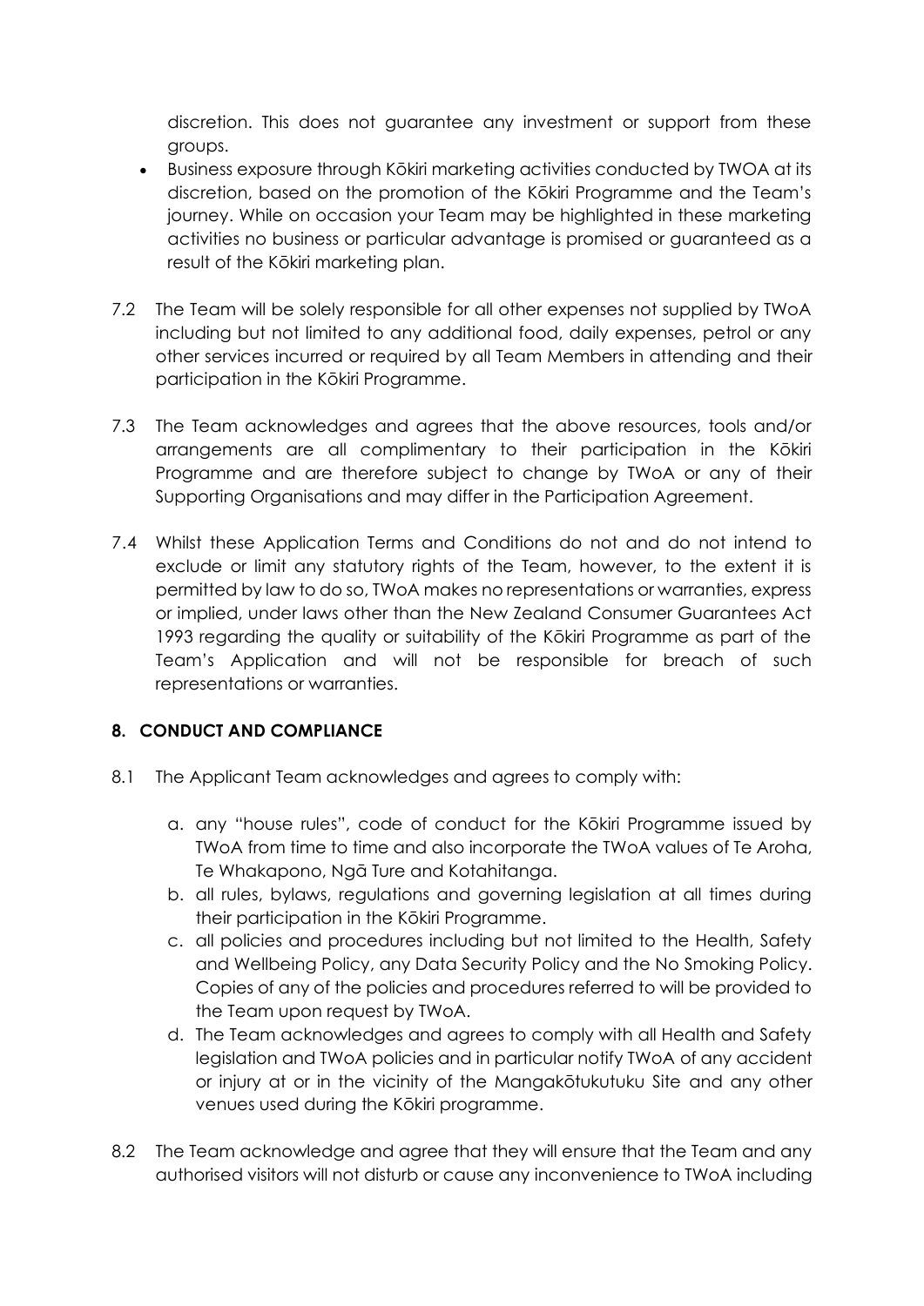discretion. This does not guarantee any investment or support from these groups.

- Business exposure through Kōkiri marketing activities conducted by TWOA at its discretion, based on the promotion of the Kōkiri Programme and the Team's journey. While on occasion your Team may be highlighted in these marketing activities no business or particular advantage is promised or guaranteed as a result of the Kōkiri marketing plan.

7.2 The Team will be solely responsible for all other expenses not supplied by TWoA including but not limited to any additional food, daily expenses, petrol or any other services incurred or required by all Team Members in attending and their participation in the Kōkiri Programme.

7.3 The Team acknowledges and agrees that the above resources, tools and/or arrangements are all complimentary to their participation in the Kōkiri Programme and are therefore subject to change by TWoA or any of their Supporting Organisations and may differ in the Participation Agreement.

7.4 Whilst these Application Terms and Conditions do not and do not intend to exclude or limit any statutory rights of the Team, however, to the extent it is permitted by law to do so, TWoA makes no representations or warranties, express or implied, under laws other than the New Zealand Consumer Guarantees Act 1993 regarding the quality or suitability of the Kōkiri Programme as part of the Team's Application and will not be responsible for breach of such representations or warranties.

## 8. CONDUCT AND COMPLIANCE

8.1 The Applicant Team acknowledges and agrees to comply with:

a. any "house rules", code of conduct for the Kōkiri Programme issued by TWoA from time to time and also incorporate the TWoA values of Te Aroha, Te Whakapono, Ngā Ture and Kotahitanga.
b. all rules, bylaws, regulations and governing legislation at all times during their participation in the Kōkiri Programme.
c. all policies and procedures including but not limited to the Health, Safety and Wellbeing Policy, any Data Security Policy and the No Smoking Policy. Copies of any of the policies and procedures referred to will be provided to the Team upon request by TWoA.
d. The Team acknowledges and agrees to comply with all Health and Safety legislation and TWoA policies and in particular notify TWoA of any accident or injury at or in the vicinity of the Mangakōtukutuku Site and any other venues used during the Kōkiri programme.

8.2 The Team acknowledge and agree that they will ensure that the Team and any authorised visitors will not disturb or cause any inconvenience to TWoA including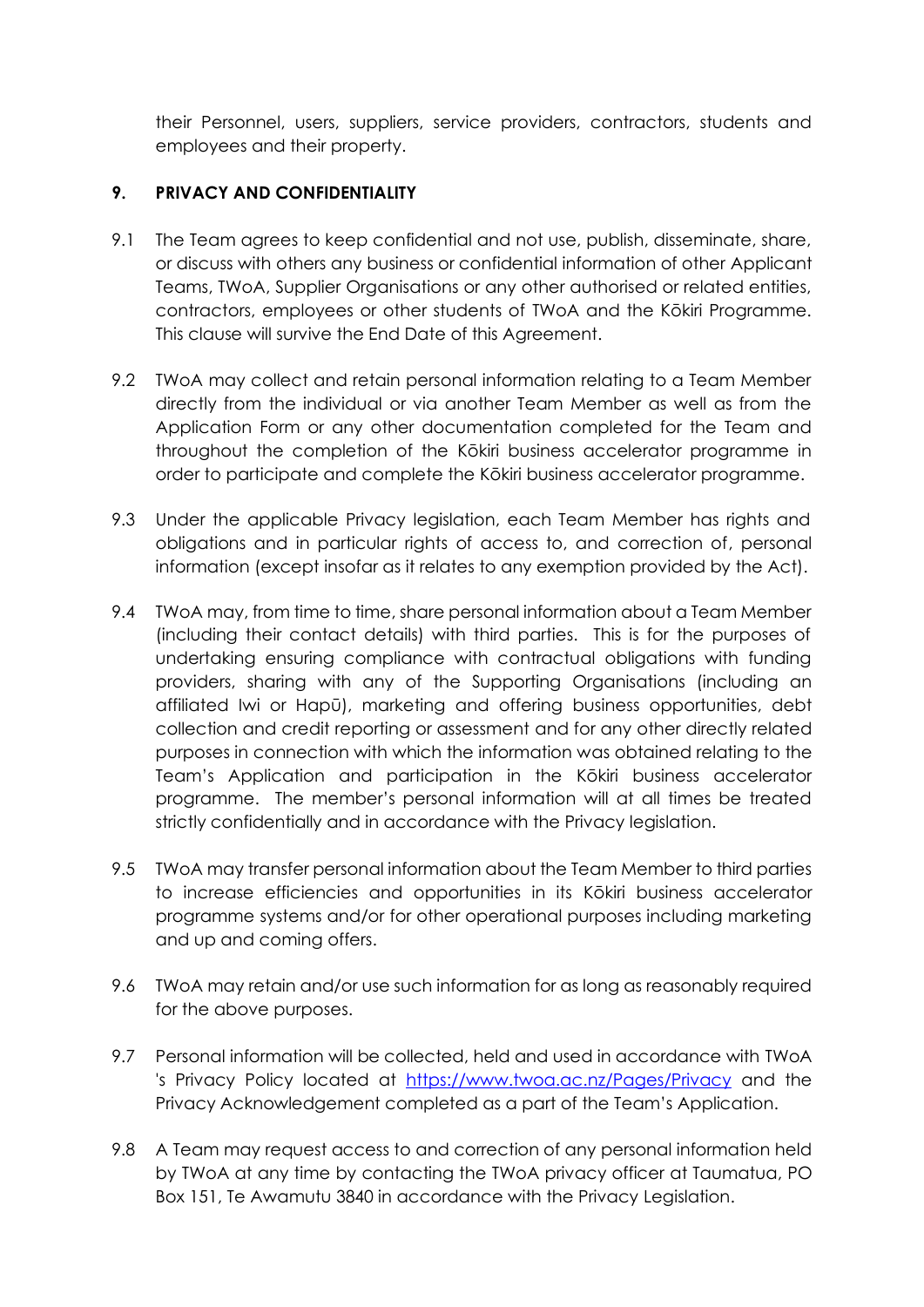their Personnel, users, suppliers, service providers, contractors, students and employees and their property.

**9. PRIVACY AND CONFIDENTIALITY**

9.1 The Team agrees to keep confidential and not use, publish, disseminate, share, or discuss with others any business or confidential information of other Applicant Teams, TWoA, Supplier Organisations or any other authorised or related entities, contractors, employees or other students of TWoA and the Kōkiri Programme. This clause will survive the End Date of this Agreement.

9.2 TWoA may collect and retain personal information relating to a Team Member directly from the individual or via another Team Member as well as from the Application Form or any other documentation completed for the Team and throughout the completion of the Kōkiri business accelerator programme in order to participate and complete the Kōkiri business accelerator programme.

9.3 Under the applicable Privacy legislation, each Team Member has rights and obligations and in particular rights of access to, and correction of, personal information (except insofar as it relates to any exemption provided by the Act).

9.4 TWoA may, from time to time, share personal information about a Team Member (including their contact details) with third parties. This is for the purposes of undertaking ensuring compliance with contractual obligations with funding providers, sharing with any of the Supporting Organisations (including an affiliated Iwi or Hapū), marketing and offering business opportunities, debt collection and credit reporting or assessment and for any other directly related purposes in connection with which the information was obtained relating to the Team's Application and participation in the Kōkiri business accelerator programme. The member's personal information will at all times be treated strictly confidentially and in accordance with the Privacy legislation.

9.5 TWoA may transfer personal information about the Team Member to third parties to increase efficiencies and opportunities in its Kōkiri business accelerator programme systems and/or for other operational purposes including marketing and up and coming offers.

9.6 TWoA may retain and/or use such information for as long as reasonably required for the above purposes.

9.7 Personal information will be collected, held and used in accordance with TWoA 's Privacy Policy located at [https://www.twoa.ac.nz/Pages/Privacy](https://www.twoa.ac.nz/Pages/Privacy) and the Privacy Acknowledgement completed as a part of the Team's Application.

9.8 A Team may request access to and correction of any personal information held by TWoA at any time by contacting the TWoA privacy officer at Taumatua, PO Box 151, Te Awamutu 3840 in accordance with the Privacy Legislation.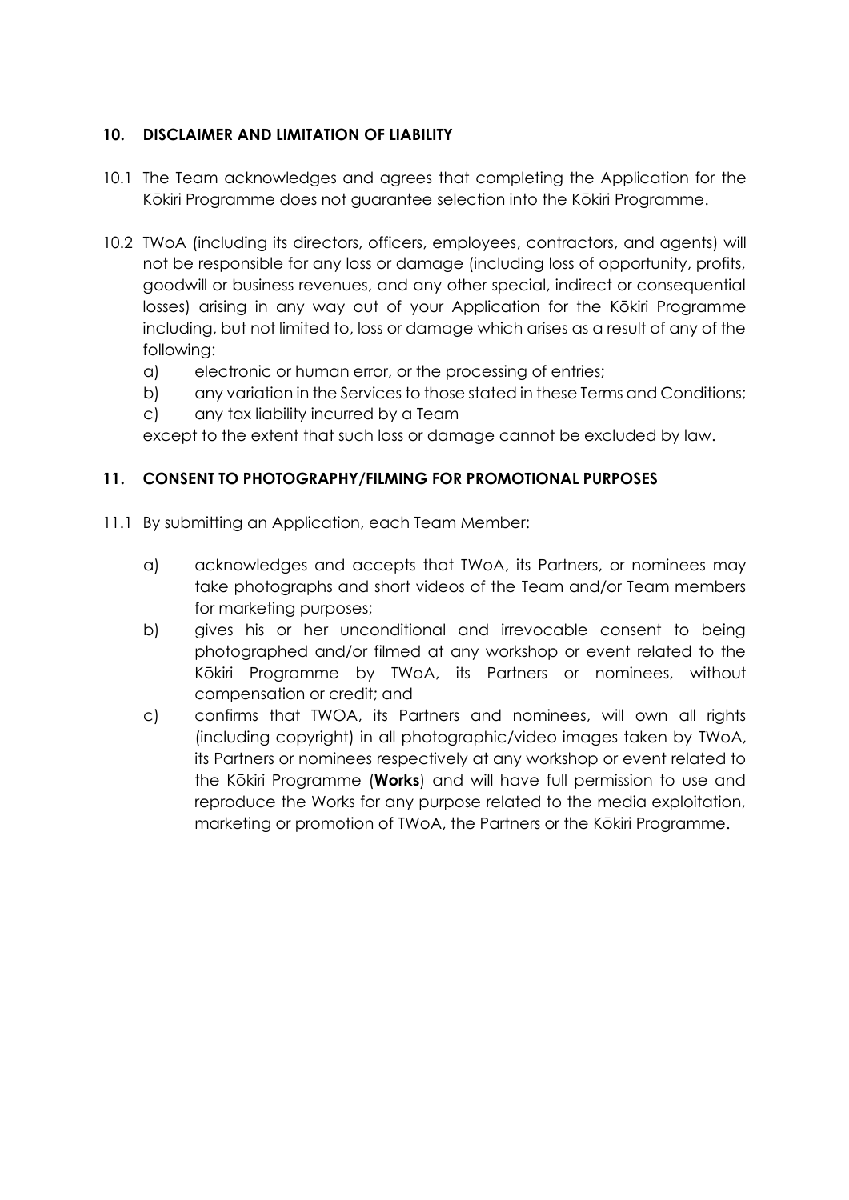## 10. DISCLAIMER AND LIMITATION OF LIABILITY

10.1 The Team acknowledges and agrees that completing the Application for the Kōkiri Programme does not guarantee selection into the Kōkiri Programme.

10.2 TWoA (including its directors, officers, employees, contractors, and agents) will not be responsible for any loss or damage (including loss of opportunity, profits, goodwill or business revenues, and any other special, indirect or consequential losses) arising in any way out of your Application for the Kōkiri Programme including, but not limited to, loss or damage which arises as a result of any of the following:

a) electronic or human error, or the processing of entries;

b) any variation in the Services to those stated in these Terms and Conditions;

c) any tax liability incurred by a Team

except to the extent that such loss or damage cannot be excluded by law.

## 11. CONSENT TO PHOTOGRAPHY/FILMING FOR PROMOTIONAL PURPOSES

11.1 By submitting an Application, each Team Member:

a) acknowledges and accepts that TWoA, its Partners, or nominees may take photographs and short videos of the Team and/or Team members for marketing purposes;

b) gives his or her unconditional and irrevocable consent to being photographed and/or filmed at any workshop or event related to the Kōkiri Programme by TWoA, its Partners or nominees, without compensation or credit; and

c) confirms that TWOA, its Partners and nominees, will own all rights (including copyright) in all photographic/video images taken by TWoA, its Partners or nominees respectively at any workshop or event related to the Kōkiri Programme (**Works**) and will have full permission to use and reproduce the Works for any purpose related to the media exploitation, marketing or promotion of TWoA, the Partners or the Kōkiri Programme.